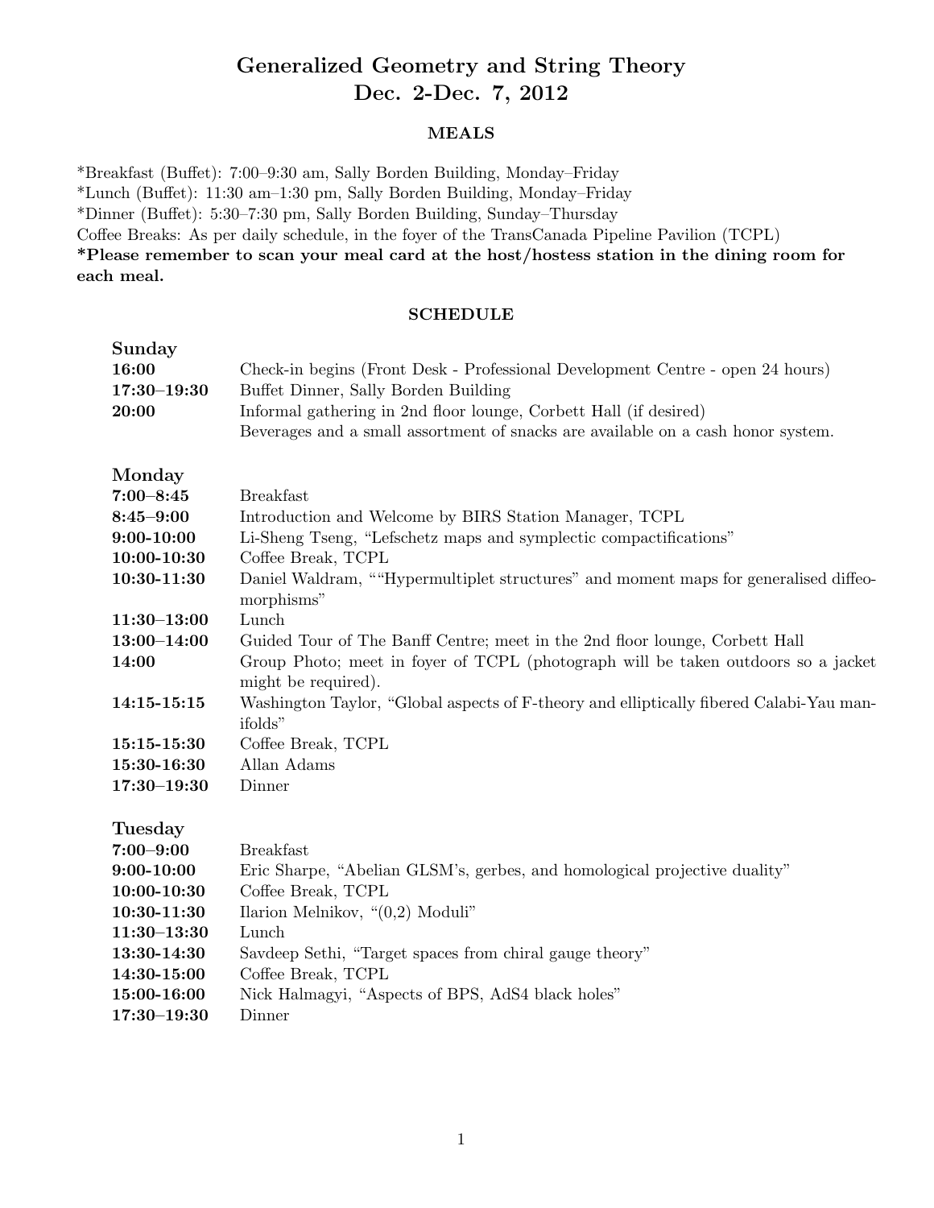# Generalized Geometry and String Theory
# Dec. 2-Dec. 7, 2012

## MEALS

*Breakfast (Buffet): 7:00–9:30 am, Sally Borden Building, Monday–Friday
*Lunch (Buffet): 11:30 am–1:30 pm, Sally Borden Building, Monday–Friday
*Dinner (Buffet): 5:30–7:30 pm, Sally Borden Building, Sunday–Thursday
Coffee Breaks: As per daily schedule, in the foyer of the TransCanada Pipeline Pavilion (TCPL)
**\*Please remember to scan your meal card at the host/hostess station in the dining room for each meal.**

## SCHEDULE

### Sunday

| | |
|---|---|
| **16:00** | Check-in begins (Front Desk - Professional Development Centre - open 24 hours) |
| **17:30–19:30** | Buffet Dinner, Sally Borden Building |
| **20:00** | Informal gathering in 2nd floor lounge, Corbett Hall (if desired) Beverages and a small assortment of snacks are available on a cash honor system. |

### Monday

| | |
|---|---|
| **7:00–8:45** | Breakfast |
| **8:45–9:00** | Introduction and Welcome by BIRS Station Manager, TCPL |
| **9:00-10:00** | Li-Sheng Tseng, "Lefschetz maps and symplectic compactifications" |
| **10:00-10:30** | Coffee Break, TCPL |
| **10:30-11:30** | Daniel Waldram, ""Hypermultiplet structures" and moment maps for generalised diffeomorphisms" |
| **11:30–13:00** | Lunch |
| **13:00–14:00** | Guided Tour of The Banff Centre; meet in the 2nd floor lounge, Corbett Hall |
| **14:00** | Group Photo; meet in foyer of TCPL (photograph will be taken outdoors so a jacket might be required). |
| **14:15-15:15** | Washington Taylor, "Global aspects of F-theory and elliptically fibered Calabi-Yau manifolds" |
| **15:15-15:30** | Coffee Break, TCPL |
| **15:30-16:30** | Allan Adams |
| **17:30–19:30** | Dinner |

### Tuesday

| | |
|---|---|
| **7:00–9:00** | Breakfast |
| **9:00-10:00** | Eric Sharpe, "Abelian GLSM's, gerbes, and homological projective duality" |
| **10:00-10:30** | Coffee Break, TCPL |
| **10:30-11:30** | Ilarion Melnikov, "(0,2) Moduli" |
| **11:30–13:30** | Lunch |
| **13:30-14:30** | Savdeep Sethi, "Target spaces from chiral gauge theory" |
| **14:30-15:00** | Coffee Break, TCPL |
| **15:00-16:00** | Nick Halmagyi, "Aspects of BPS, AdS4 black holes" |
| **17:30–19:30** | Dinner |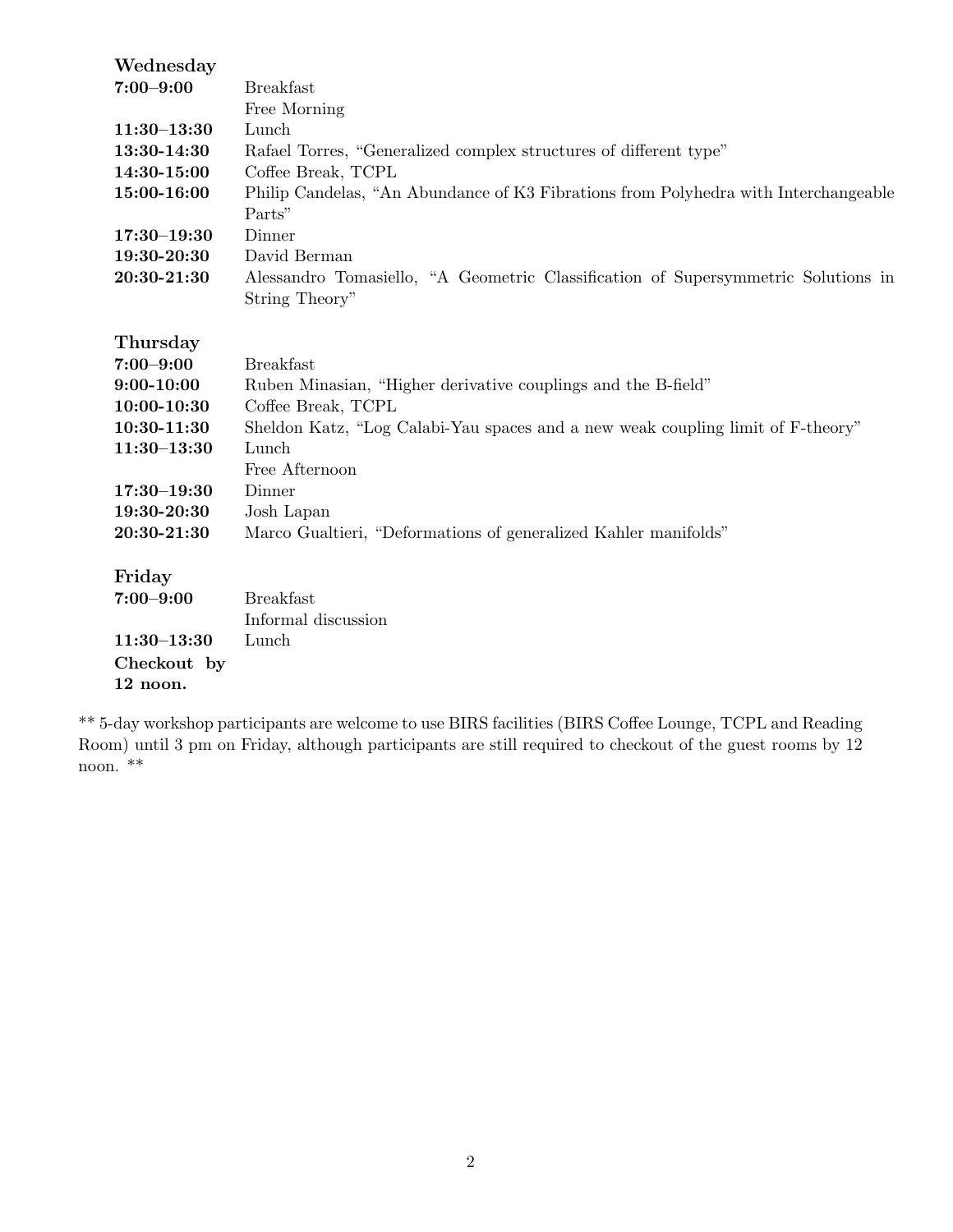### Wednesday

| | |
|---|---|
| **7:00–9:00** | Breakfast |
| | Free Morning |
| **11:30–13:30** | Lunch |
| **13:30-14:30** | Rafael Torres, "Generalized complex structures of different type" |
| **14:30-15:00** | Coffee Break, TCPL |
| **15:00-16:00** | Philip Candelas, "An Abundance of K3 Fibrations from Polyhedra with Interchangeable Parts" |
| **17:30–19:30** | Dinner |
| **19:30-20:30** | David Berman |
| **20:30-21:30** | Alessandro Tomasiello, "A Geometric Classification of Supersymmetric Solutions in String Theory" |

### Thursday

| | |
|---|---|
| **7:00–9:00** | Breakfast |
| **9:00-10:00** | Ruben Minasian, "Higher derivative couplings and the B-field" |
| **10:00-10:30** | Coffee Break, TCPL |
| **10:30-11:30** | Sheldon Katz, "Log Calabi-Yau spaces and a new weak coupling limit of F-theory" |
| **11:30–13:30** | Lunch |
| | Free Afternoon |
| **17:30–19:30** | Dinner |
| **19:30-20:30** | Josh Lapan |
| **20:30-21:30** | Marco Gualtieri, "Deformations of generalized Kahler manifolds" |

### Friday

| | |
|---|---|
| **7:00–9:00** | Breakfast |
| | Informal discussion |
| **11:30–13:30** | Lunch |
| **Checkout by 12 noon.** | |

** 5-day workshop participants are welcome to use BIRS facilities (BIRS Coffee Lounge, TCPL and Reading Room) until 3 pm on Friday, although participants are still required to checkout of the guest rooms by 12 noon. **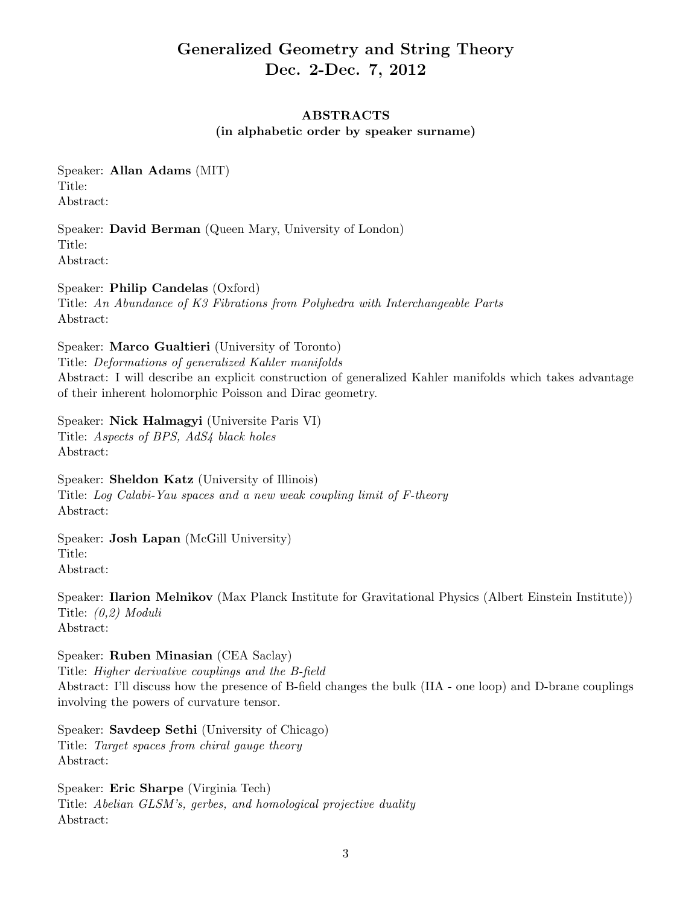# Generalized Geometry and String Theory
# Dec. 2-Dec. 7, 2012

## ABSTRACTS
### (in alphabetic order by speaker surname)

Speaker: **Allan Adams** (MIT)
Title:
Abstract:

Speaker: **David Berman** (Queen Mary, University of London)
Title:
Abstract:

Speaker: **Philip Candelas** (Oxford)
Title: *An Abundance of K3 Fibrations from Polyhedra with Interchangeable Parts*
Abstract:

Speaker: **Marco Gualtieri** (University of Toronto)
Title: *Deformations of generalized Kahler manifolds*
Abstract: I will describe an explicit construction of generalized Kahler manifolds which takes advantage of their inherent holomorphic Poisson and Dirac geometry.

Speaker: **Nick Halmagyi** (Universite Paris VI)
Title: *Aspects of BPS, AdS4 black holes*
Abstract:

Speaker: **Sheldon Katz** (University of Illinois)
Title: *Log Calabi-Yau spaces and a new weak coupling limit of F-theory*
Abstract:

Speaker: **Josh Lapan** (McGill University)
Title:
Abstract:

Speaker: **Ilarion Melnikov** (Max Planck Institute for Gravitational Physics (Albert Einstein Institute))
Title: *(0,2) Moduli*
Abstract:

Speaker: **Ruben Minasian** (CEA Saclay)
Title: *Higher derivative couplings and the B-field*
Abstract: I'll discuss how the presence of B-field changes the bulk (IIA - one loop) and D-brane couplings involving the powers of curvature tensor.

Speaker: **Savdeep Sethi** (University of Chicago)
Title: *Target spaces from chiral gauge theory*
Abstract:

Speaker: **Eric Sharpe** (Virginia Tech)
Title: *Abelian GLSM's, gerbes, and homological projective duality*
Abstract: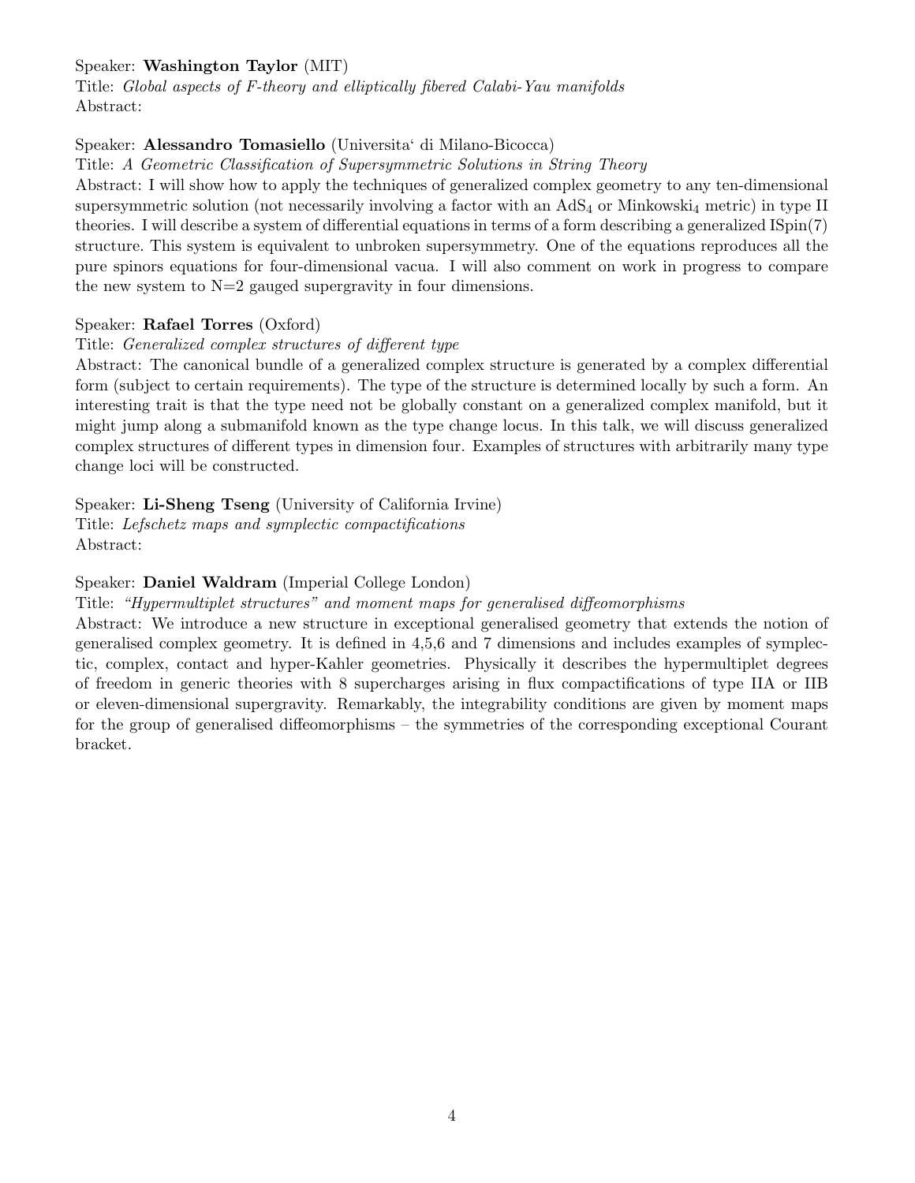Speaker: **Washington Taylor** (MIT)
Title: *Global aspects of F-theory and elliptically fibered Calabi-Yau manifolds*
Abstract:

Speaker: **Alessandro Tomasiello** (Universita' di Milano-Bicocca)
Title: *A Geometric Classification of Supersymmetric Solutions in String Theory*
Abstract: I will show how to apply the techniques of generalized complex geometry to any ten-dimensional supersymmetric solution (not necessarily involving a factor with an $AdS_4$ or $Minkowski_4$ metric) in type II theories. I will describe a system of differential equations in terms of a form describing a generalized ISpin(7) structure. This system is equivalent to unbroken supersymmetry. One of the equations reproduces all the pure spinors equations for four-dimensional vacua. I will also comment on work in progress to compare the new system to N=2 gauged supergravity in four dimensions.

Speaker: **Rafael Torres** (Oxford)
Title: *Generalized complex structures of different type*
Abstract: The canonical bundle of a generalized complex structure is generated by a complex differential form (subject to certain requirements). The type of the structure is determined locally by such a form. An interesting trait is that the type need not be globally constant on a generalized complex manifold, but it might jump along a submanifold known as the type change locus. In this talk, we will discuss generalized complex structures of different types in dimension four. Examples of structures with arbitrarily many type change loci will be constructed.

Speaker: **Li-Sheng Tseng** (University of California Irvine)
Title: *Lefschetz maps and symplectic compactifications*
Abstract:

Speaker: **Daniel Waldram** (Imperial College London)
Title: *"Hypermultiplet structures" and moment maps for generalised diffeomorphisms*
Abstract: We introduce a new structure in exceptional generalised geometry that extends the notion of generalised complex geometry. It is defined in 4,5,6 and 7 dimensions and includes examples of symplectic, complex, contact and hyper-Kahler geometries. Physically it describes the hypermultiplet degrees of freedom in generic theories with 8 supercharges arising in flux compactifications of type IIA or IIB or eleven-dimensional supergravity. Remarkably, the integrability conditions are given by moment maps for the group of generalised diffeomorphisms – the symmetries of the corresponding exceptional Courant bracket.